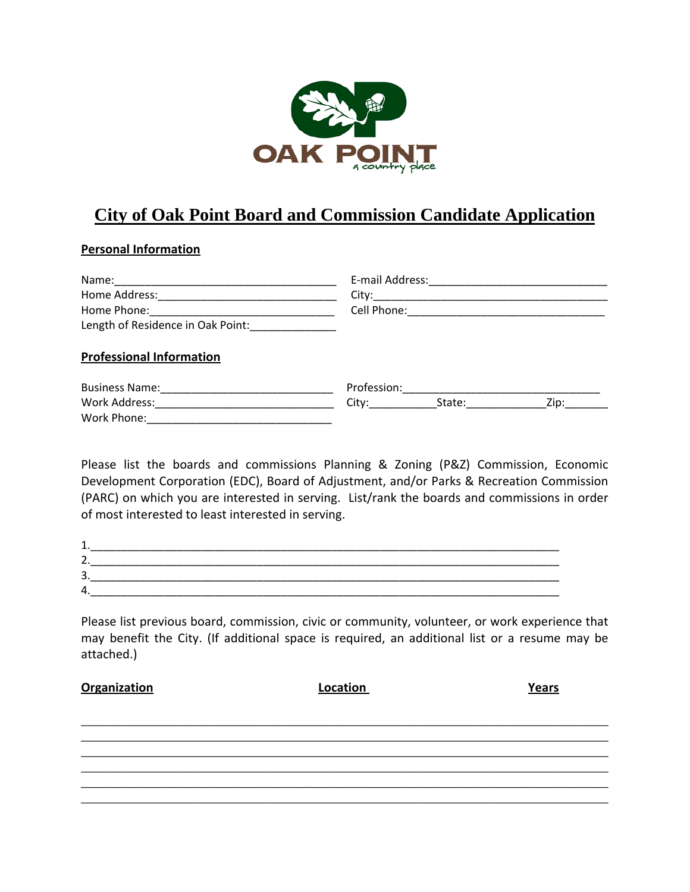OAK POINT

a country place

# City of Oak Point Board and Commission Candidate Application

## Personal Information

Name:_____________________________________ E-mail Address:_____________________________

Home Address:_____________________________ City:_______________________________________

Home Phone:______________________________ Cell Phone:_________________________________

Length of Residence in Oak Point:_____________

## Professional Information

Business Name:_____________________________ Profession:_________________________________

Work Address:______________________________ City:___________State:_____________Zip:_______

Work Phone:_______________________________

Please list the boards and commissions Planning & Zoning (P&Z) Commission, Economic Development Corporation (EDC), Board of Adjustment, and/or Parks & Recreation Commission (PARC) on which you are interested in serving. List/rank the boards and commissions in order of most interested to least interested in serving.

1.___________________________________________________________________________
2.___________________________________________________________________________
3.___________________________________________________________________________
4.___________________________________________________________________________

Please list previous board, commission, civic or community, volunteer, or work experience that may benefit the City. (If additional space is required, an additional list or a resume may be attached.)

| Organization | Location | Years |
| --- | --- | --- |
| | | |
| | | |
| | | |
| | | |
| | | |
| | | |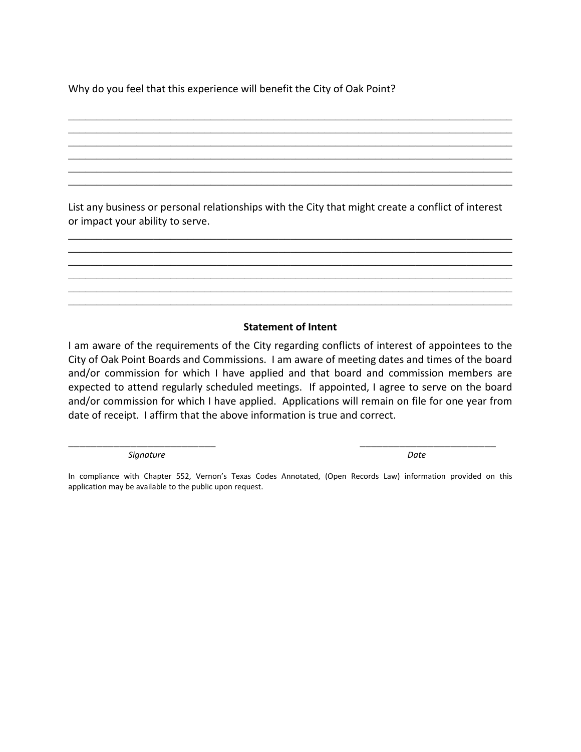Why do you feel that this experience will benefit the City of Oak Point?

______________________________________________________________________________
______________________________________________________________________________
______________________________________________________________________________
______________________________________________________________________________
______________________________________________________________________________
______________________________________________________________________________

List any business or personal relationships with the City that might create a conflict of interest or impact your ability to serve.

______________________________________________________________________________
______________________________________________________________________________
______________________________________________________________________________
______________________________________________________________________________
______________________________________________________________________________
______________________________________________________________________________

**Statement of Intent**

I am aware of the requirements of the City regarding conflicts of interest of appointees to the City of Oak Point Boards and Commissions. I am aware of meeting dates and times of the board and/or commission for which I have applied and that board and commission members are expected to attend regularly scheduled meetings. If appointed, I agree to serve on the board and/or commission for which I have applied. Applications will remain on file for one year from date of receipt. I affirm that the above information is true and correct.

____________________________ ____________________________

*Signature* *Date*

In compliance with Chapter 552, Vernon's Texas Codes Annotated, (Open Records Law) information provided on this application may be available to the public upon request.